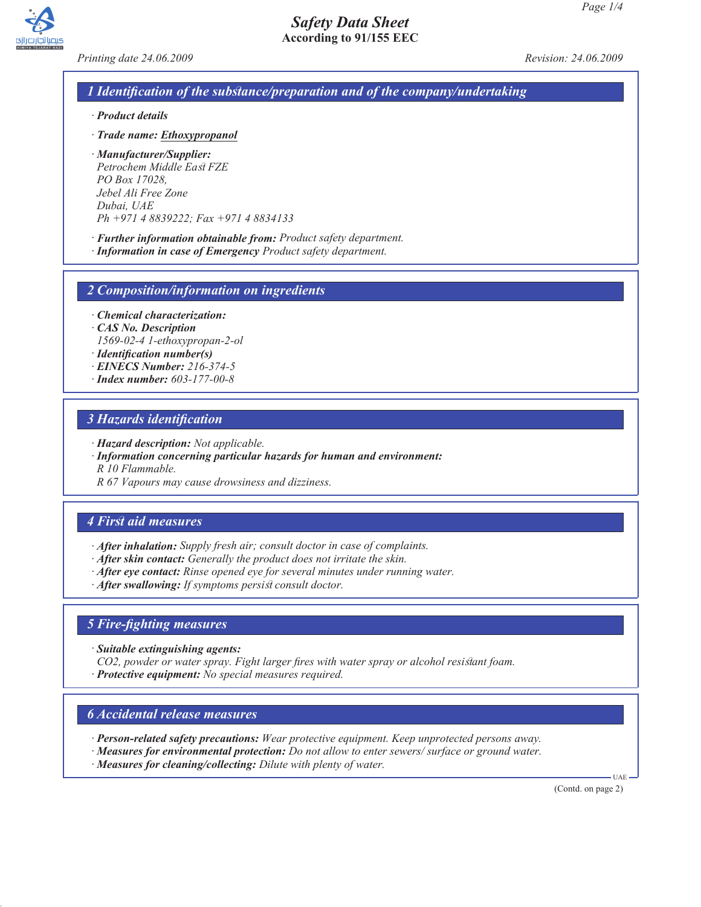# Safety Data Sheet
**According to 91/155 EEC**

*Printing date 24.06.2009* *Revision: 24.06.2009*

## 1 Identification of the substance/preparation and of the company/undertaking

· ***Product details***

· ***Trade name: Ethoxypropanol***

· ***Manufacturer/Supplier:***
*Petrochem Middle East FZE*
*PO Box 17028,*
*Jebel Ali Free Zone*
*Dubai, UAE*
*Ph +971 4 8839222; Fax +971 4 8834133*

· ***Further information obtainable from:*** *Product safety department.*
· ***Information in case of Emergency*** *Product safety department.*

## 2 Composition/information on ingredients

· ***Chemical characterization:***
· ***CAS No. Description***
*1569-02-4 1-ethoxypropan-2-ol*
· ***Identification number(s)***
· ***EINECS Number:*** *216-374-5*
· ***Index number:*** *603-177-00-8*

## 3 Hazards identification

· ***Hazard description:*** *Not applicable.*
· ***Information concerning particular hazards for human and environment:***
*R 10 Flammable.*
*R 67 Vapours may cause drowsiness and dizziness.*

## 4 First aid measures

· ***After inhalation:*** *Supply fresh air; consult doctor in case of complaints.*
· ***After skin contact:*** *Generally the product does not irritate the skin.*
· ***After eye contact:*** *Rinse opened eye for several minutes under running water.*
· ***After swallowing:*** *If symptoms persist consult doctor.*

## 5 Fire-fighting measures

· ***Suitable extinguishing agents:***
*$CO_2$, powder or water spray. Fight larger fires with water spray or alcohol resistant foam.*
· ***Protective equipment:*** *No special measures required.*

## 6 Accidental release measures

· ***Person-related safety precautions:*** *Wear protective equipment. Keep unprotected persons away.*
· ***Measures for environmental protection:*** *Do not allow to enter sewers/ surface or ground water.*
· ***Measures for cleaning/collecting:*** *Dilute with plenty of water.*

(Contd. on page 2)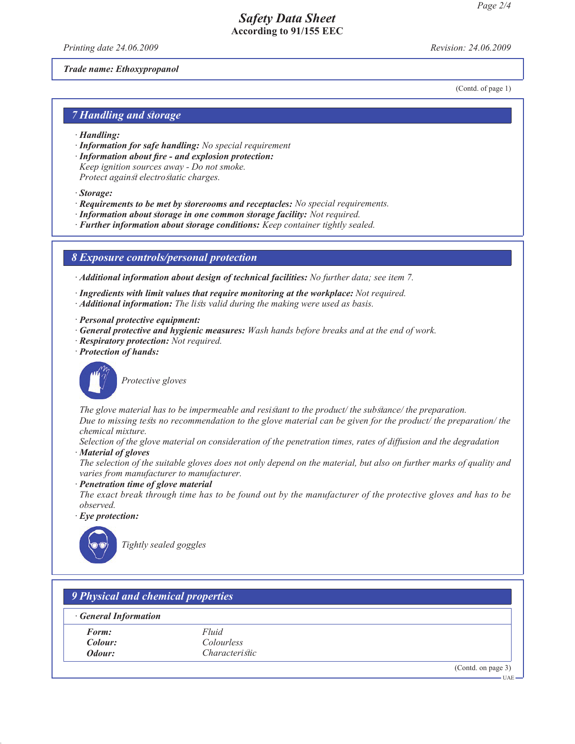*(Contd. of page 1)*

## 7 Handling and storage

- ***Handling:***
- ***Information for safe handling:*** *No special requirement*
- ***Information about fire - and explosion protection:***
  *Keep ignition sources away - Do not smoke.*
  *Protect against electrostatic charges.*

- ***Storage:***
- ***Requirements to be met by storerooms and receptacles:*** *No special requirements.*
- ***Information about storage in one common storage facility:*** *Not required.*
- ***Further information about storage conditions:*** *Keep container tightly sealed.*

## 8 Exposure controls/personal protection

- ***Additional information about design of technical facilities:*** *No further data; see item 7.*

- ***Ingredients with limit values that require monitoring at the workplace:*** *Not required.*
- ***Additional information:*** *The lists valid during the making were used as basis.*

- ***Personal protective equipment:***
- ***General protective and hygienic measures:*** *Wash hands before breaks and at the end of work.*
- ***Respiratory protection:*** *Not required.*
- ***Protection of hands:***

  *Protective gloves*

  *The glove material has to be impermeable and resistant to the product/ the substance/ the preparation.*
  *Due to missing tests no recommendation to the glove material can be given for the product/ the preparation/ the chemical mixture.*
  *Selection of the glove material on consideration of the penetration times, rates of diffusion and the degradation*
- ***Material of gloves***
  *The selection of the suitable gloves does not only depend on the material, but also on further marks of quality and varies from manufacturer to manufacturer.*
- ***Penetration time of glove material***
  *The exact break through time has to be found out by the manufacturer of the protective gloves and has to be observed.*
- ***Eye protection:***

  *Tightly sealed goggles*

## 9 Physical and chemical properties

| · ***General Information*** | |
|---|---|
| ***Form:*** | *Fluid* |
| ***Colour:*** | *Colourless* |
| ***Odour:*** | *Characteristic* |

*(Contd. on page 3)*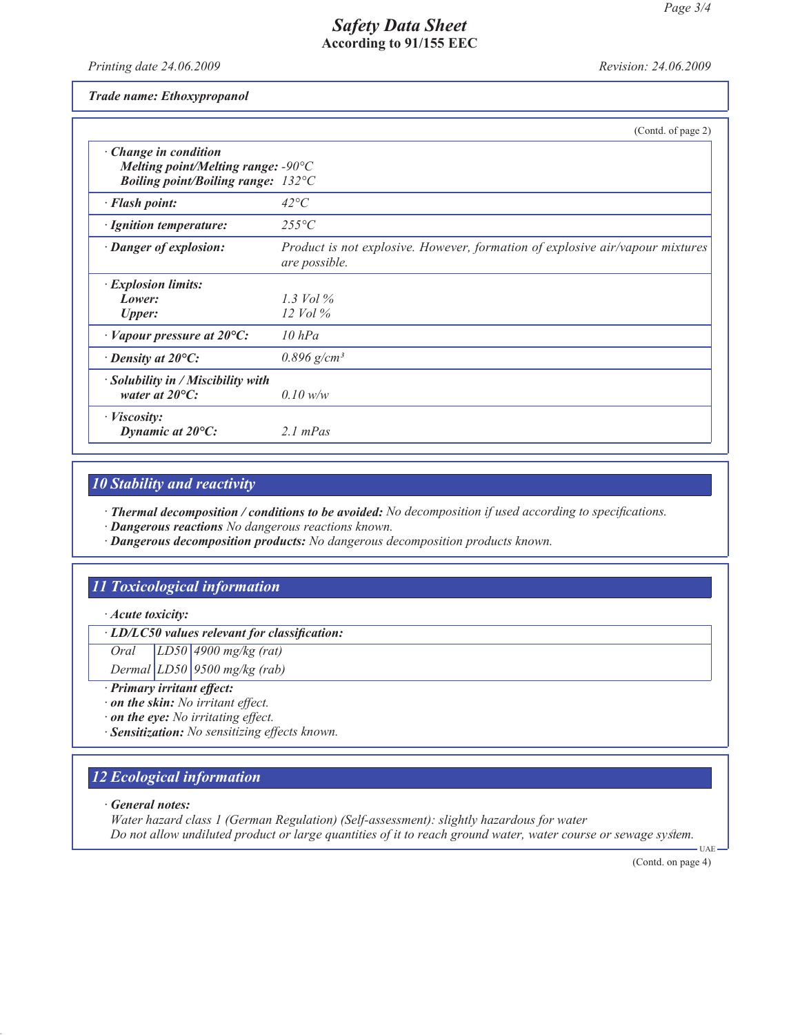**Safety Data Sheet**
**According to 91/155 EEC**

*Printing date 24.06.2009* *Revision: 24.06.2009*

***Trade name: Ethoxypropanol***

(Contd. of page 2)

| | |
|---|---|
| · ***Change in condition*** | |
| ***Melting point/Melting range:*** | *-90°C* |
| ***Boiling point/Boiling range:*** | *132°C* |
| · ***Flash point:*** | *42°C* |
| · ***Ignition temperature:*** | *255°C* |
| · ***Danger of explosion:*** | *Product is not explosive. However, formation of explosive air/vapour mixtures are possible.* |
| · ***Explosion limits:*** | |
| ***Lower:*** | *1.3 Vol %* |
| ***Upper:*** | *12 Vol %* |
| · ***Vapour pressure at 20°C:*** | *10 hPa* |
| · ***Density at 20°C:*** | *0.896 g/cm³* |
| · ***Solubility in / Miscibility with water at 20°C:*** | *0.10 w/w* |
| · ***Viscosity:*** | |
| ***Dynamic at 20°C:*** | *2.1 mPas* |

## *10 Stability and reactivity*

· ***Thermal decomposition / conditions to be avoided:*** *No decomposition if used according to specifications.*
· ***Dangerous reactions*** *No dangerous reactions known.*
· ***Dangerous decomposition products:*** *No dangerous decomposition products known.*

## *11 Toxicological information*

· ***Acute toxicity:***

| · ***LD/LC50 values relevant for classification:*** | | |
|---|---|---|
| *Oral* | *LD50* | *4900 mg/kg (rat)* |
| *Dermal* | *LD50* | *9500 mg/kg (rab)* |

· ***Primary irritant effect:***
· ***on the skin:*** *No irritant effect.*
· ***on the eye:*** *No irritating effect.*
· ***Sensitization:*** *No sensitizing effects known.*

## *12 Ecological information*

· ***General notes:***
*Water hazard class 1 (German Regulation) (Self-assessment): slightly hazardous for water*
*Do not allow undiluted product or large quantities of it to reach ground water, water course or sewage system.*

UAE

(Contd. on page 4)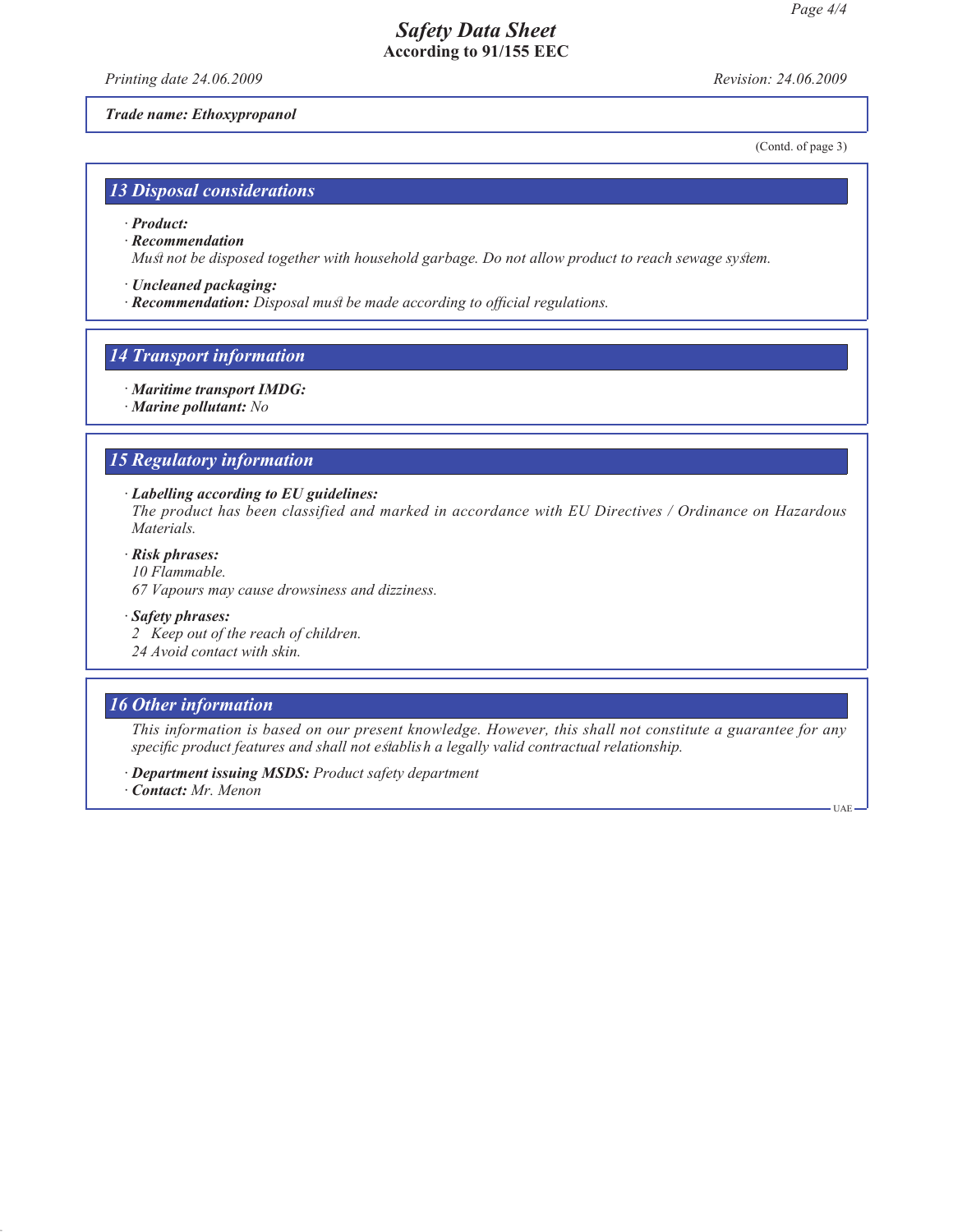**Trade name: Ethoxypropanol**

(Contd. of page 3)

## 13 Disposal considerations

· **Product:**

· **Recommendation**

*Must not be disposed together with household garbage. Do not allow product to reach sewage system.*

· **Uncleaned packaging:**

· **Recommendation:** *Disposal must be made according to official regulations.*

## 14 Transport information

· **Maritime transport IMDG:**

· **Marine pollutant:** *No*

## 15 Regulatory information

· **Labelling according to EU guidelines:**

*The product has been classified and marked in accordance with EU Directives / Ordinance on Hazardous Materials.*

· **Risk phrases:**

*10 Flammable.*

*67 Vapours may cause drowsiness and dizziness.*

· **Safety phrases:**

*2 Keep out of the reach of children.*

*24 Avoid contact with skin.*

## 16 Other information

*This information is based on our present knowledge. However, this shall not constitute a guarantee for any specific product features and shall not establish a legally valid contractual relationship.*

· **Department issuing MSDS:** *Product safety department*

· **Contact:** *Mr. Menon*

UAE